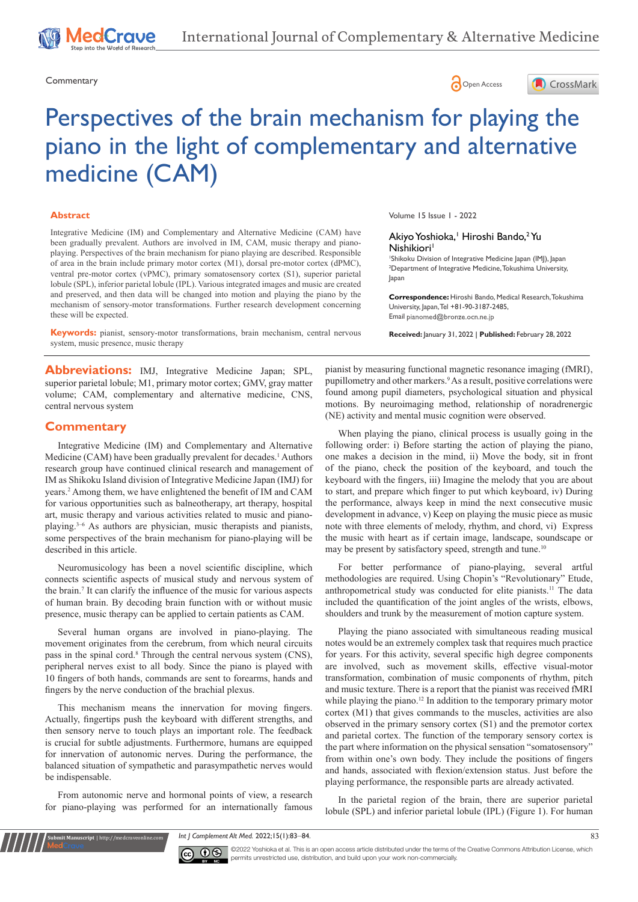Commentary

Open Access

# Perspectives of the brain mechanism for playing the piano in the light of complementary and alternative medicine (CAM)

## Abstract

Integrative Medicine (IM) and Complementary and Alternative Medicine (CAM) have been gradually prevalent. Authors are involved in IM, CAM, music therapy and piano-playing. Perspectives of the brain mechanism for piano playing are described. Responsible of area in the brain include primary motor cortex (M1), dorsal pre-motor cortex (dPMC), ventral pre-motor cortex (vPMC), primary somatosensory cortex (S1), superior parietal lobule (SPL), inferior parietal lobule (IPL). Various integrated images and music are created and preserved, and then data will be changed into motion and playing the piano by the mechanism of sensory-motor transformations. Further research development concerning these will be expected.

**Keywords:** pianist, sensory-motor transformations, brain mechanism, central nervous system, music presence, music therapy

Volume 15 Issue 1 - 2022

Akiyo Yoshioka,[1] Hiroshi Bando,[2] Yu Nishikiori[1]

[1]Shikoku Division of Integrative Medicine Japan (IMJ), Japan
[2]Department of Integrative Medicine, Tokushima University, Japan

**Correspondence:** Hiroshi Bando, Medical Research, Tokushima University, Japan, Tel +81-90-3187-2485, Email pianomed@bronze.ocn.ne.jp

**Received:** January 31, 2022 | **Published:** February 28, 2022

**Abbreviations:** IMJ, Integrative Medicine Japan; SPL, superior parietal lobule; M1, primary motor cortex; GMV, gray matter volume; CAM, complementary and alternative medicine, CNS, central nervous system

## Commentary

Integrative Medicine (IM) and Complementary and Alternative Medicine (CAM) have been gradually prevalent for decades.[1] Authors research group have continued clinical research and management of IM as Shikoku Island division of Integrative Medicine Japan (IMJ) for years.[2] Among them, we have enlightened the benefit of IM and CAM for various opportunities such as balneotherapy, art therapy, hospital art, music therapy and various activities related to music and piano-playing.[3–6] As authors are physician, music therapists and pianists, some perspectives of the brain mechanism for piano-playing will be described in this article.

Neuromusicology has been a novel scientific discipline, which connects scientific aspects of musical study and nervous system of the brain.[7] It can clarify the influence of the music for various aspects of human brain. By decoding brain function with or without music presence, music therapy can be applied to certain patients as CAM.

Several human organs are involved in piano-playing. The movement originates from the cerebrum, from which neural circuits pass in the spinal cord.[8] Through the central nervous system (CNS), peripheral nerves exist to all body. Since the piano is played with 10 fingers of both hands, commands are sent to forearms, hands and fingers by the nerve conduction of the brachial plexus.

This mechanism means the innervation for moving fingers. Actually, fingertips push the keyboard with different strengths, and then sensory nerve to touch plays an important role. The feedback is crucial for subtle adjustments. Furthermore, humans are equipped for innervation of autonomic nerves. During the performance, the balanced situation of sympathetic and parasympathetic nerves would be indispensable.

From autonomic nerve and hormonal points of view, a research for piano-playing was performed for an internationally famous pianist by measuring functional magnetic resonance imaging (fMRI), pupillometry and other markers.[9] As a result, positive correlations were found among pupil diameters, psychological situation and physical motions. By neuroimaging method, relationship of noradrenergic (NE) activity and mental music cognition were observed.

When playing the piano, clinical process is usually going in the following order: i) Before starting the action of playing the piano, one makes a decision in the mind, ii) Move the body, sit in front of the piano, check the position of the keyboard, and touch the keyboard with the fingers, iii) Imagine the melody that you are about to start, and prepare which finger to put which keyboard, iv) During the performance, always keep in mind the next consecutive music development in advance, v) Keep on playing the music piece as music note with three elements of melody, rhythm, and chord, vi) Express the music with heart as if certain image, landscape, soundscape or may be present by satisfactory speed, strength and tune.[10]

For better performance of piano-playing, several artful methodologies are required. Using Chopin's "Revolutionary" Etude, anthropometrical study was conducted for elite pianists.[11] The data included the quantification of the joint angles of the wrists, elbows, shoulders and trunk by the measurement of motion capture system.

Playing the piano associated with simultaneous reading musical notes would be an extremely complex task that requires much practice for years. For this activity, several specific high degree components are involved, such as movement skills, effective visual-motor transformation, combination of music components of rhythm, pitch and music texture. There is a report that the pianist was received fMRI while playing the piano.[12] In addition to the temporary primary motor cortex (M1) that gives commands to the muscles, activities are also observed in the primary sensory cortex (S1) and the premotor cortex and parietal cortex. The function of the temporary sensory cortex is the part where information on the physical sensation "somatosensory" from within one's own body. They include the positions of fingers and hands, associated with flexion/extension status. Just before the playing performance, the responsible parts are already activated.

In the parietal region of the brain, there are superior parietal lobule (SPL) and inferior parietal lobule (IPL) (Figure 1). For human

©2022 Yoshioka et al. This is an open access article distributed under the terms of the Creative Commons Attribution License, which permits unrestricted use, distribution, and build upon your work non-commercially.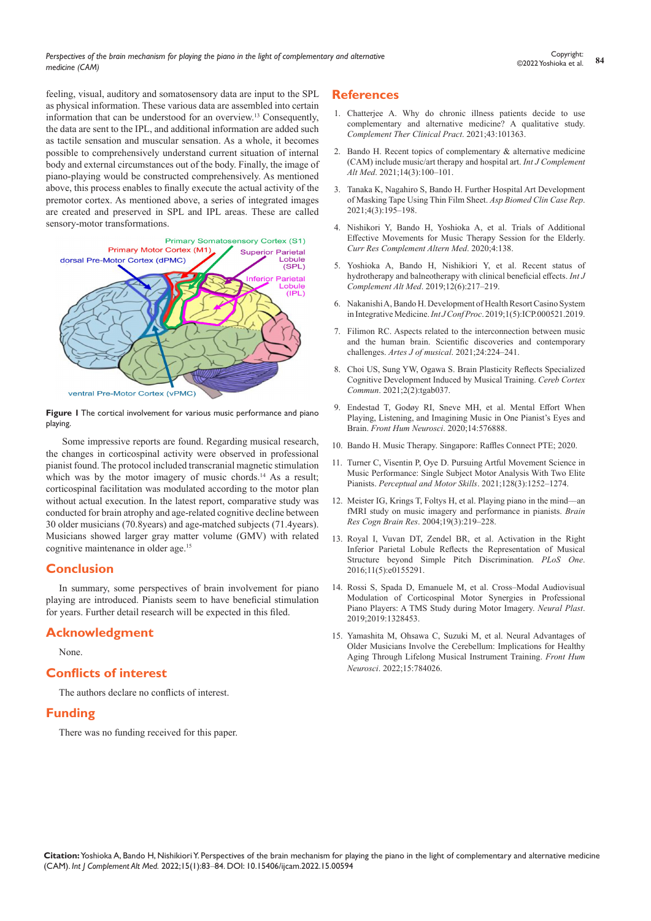feeling, visual, auditory and somatosensory data are input to the SPL as physical information. These various data are assembled into certain information that can be understood for an overview.[13] Consequently, the data are sent to the IPL, and additional information are added such as tactile sensation and muscular sensation. As a whole, it becomes possible to comprehensively understand current situation of internal body and external circumstances out of the body. Finally, the image of piano-playing would be constructed comprehensively. As mentioned above, this process enables to finally execute the actual activity of the premotor cortex. As mentioned above, a series of integrated images are created and preserved in SPL and IPL areas. These are called sensory-motor transformations.

Primary Somatosensory Cortex (S1)
Primary Motor Cortex (M1)
Superior Parietal Lobule (SPL)
dorsal Pre-Motor Cortex (dPMC)
Inferior Parietal Lobule (IPL)
ventral Pre-Motor Cortex (vPMC)

**Figure 1** The cortical involvement for various music performance and piano playing.

Some impressive reports are found. Regarding musical research, the changes in corticospinal activity were observed in professional pianist found. The protocol included transcranial magnetic stimulation which was by the motor imagery of music chords.[14] As a result; corticospinal facilitation was modulated according to the motor plan without actual execution. In the latest report, comparative study was conducted for brain atrophy and age-related cognitive decline between 30 older musicians (70.8years) and age-matched subjects (71.4years). Musicians showed larger gray matter volume (GMV) with related cognitive maintenance in older age.[15]

## Conclusion

In summary, some perspectives of brain involvement for piano playing are introduced. Pianists seem to have beneficial stimulation for years. Further detail research will be expected in this filed.

## Acknowledgment

None.

## Conflicts of interest

The authors declare no conflicts of interest.

## Funding

There was no funding received for this paper.

## References

1. Chatterjee A. Why do chronic illness patients decide to use complementary and alternative medicine? A qualitative study. *Complement Ther Clinical Pract*. 2021;43:101363.
2. Bando H. Recent topics of complementary & alternative medicine (CAM) include music/art therapy and hospital art. *Int J Complement Alt Med*. 2021;14(3):100–101.
3. Tanaka K, Nagahiro S, Bando H. Further Hospital Art Development of Masking Tape Using Thin Film Sheet. *Asp Biomed Clin Case Rep*. 2021;4(3):195–198.
4. Nishikori Y, Bando H, Yoshioka A, et al. Trials of Additional Effective Movements for Music Therapy Session for the Elderly. *Curr Res Complement Altern Med*. 2020;4:138.
5. Yoshioka A, Bando H, Nishikori Y, et al. Recent status of hydrotherapy and balneotherapy with clinical beneficial effects. *Int J Complement Alt Med*. 2019;12(6):217–219.
6. Nakanishi A, Bando H. Development of Health Resort Casino System in Integrative Medicine. *Int J Conf Proc*. 2019;1(5):ICP.000521.2019.
7. Filimon RC. Aspects related to the interconnection between music and the human brain. Scientific discoveries and contemporary challenges. *Artes J of musical*. 2021;24:224–241.
8. Choi US, Sung YW, Ogawa S. Brain Plasticity Reflects Specialized Cognitive Development Induced by Musical Training. *Cereb Cortex Commun*. 2021;2(2):tgab037.
9. Endestad T, Godøy RI, Sneve MH, et al. Mental Effort When Playing, Listening, and Imagining Music in One Pianist's Eyes and Brain. *Front Hum Neurosci*. 2020;14:576888.
10. Bando H. Music Therapy. Singapore: Raffles Connect PTE; 2020.
11. Turner C, Visentin P, Oye D. Pursuing Artful Movement Science in Music Performance: Single Subject Motor Analysis With Two Elite Pianists. *Perceptual and Motor Skills*. 2021;128(3):1252–1274.
12. Meister IG, Krings T, Foltys H, et al. Playing piano in the mind—an fMRI study on music imagery and performance in pianists. *Brain Res Cogn Brain Res*. 2004;19(3):219–228.
13. Royal I, Vuvan DT, Zendel BR, et al. Activation in the Right Inferior Parietal Lobule Reflects the Representation of Musical Structure beyond Simple Pitch Discrimination. *PLoS One*. 2016;11(5):e0155291.
14. Rossi S, Spada D, Emanuele M, et al. Cross–Modal Audiovisual Modulation of Corticospinal Motor Synergies in Professional Piano Players: A TMS Study during Motor Imagery. *Neural Plast*. 2019;2019:1328453.
15. Yamashita M, Ohsawa C, Suzuki M, et al. Neural Advantages of Older Musicians Involve the Cerebellum: Implications for Healthy Aging Through Lifelong Musical Instrument Training. *Front Hum Neurosci*. 2022;15:784026.